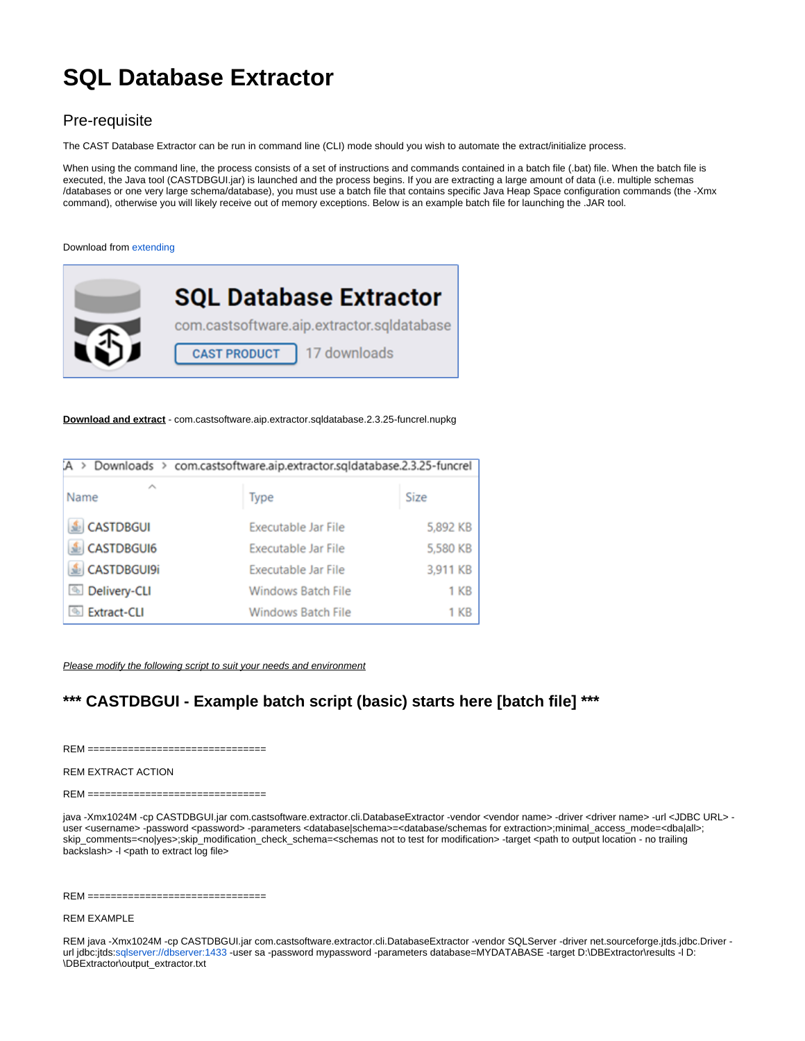# SQL Database Extractor

## Pre-requisite

The CAST Database Extractor can be run in command line (CLI) mode should you wish to automate the extract/initialize process.

When using the command line, the process consists of a set of instructions and commands contained in a batch file (.bat) file. When the batch file is executed, the Java tool (CASTDBGUI.jar) is launched and the process begins. If you are extracting a large amount of data (i.e. multiple schemas /databases or one very large schema/database), you must use a batch file that contains specific Java Heap Space configuration commands (the -Xmx command), otherwise you will likely receive out of memory exceptions. Below is an example batch file for launching the .JAR tool.

Download from extending

**SQL Database Extractor**
com.castsoftware.aip.extractor.sqldatabase
CAST PRODUCT 17 downloads

**Download and extract** - com.castsoftware.aip.extractor.sqldatabase.2.3.25-funcrel.nupkg

A > Downloads > com.castsoftware.aip.extractor.sqldatabase.2.3.25-funcrel

| Name | Type | Size |
|---|---|---|
| CASTDBGUI | Executable Jar File | 5,892 KB |
| CASTDBGUI6 | Executable Jar File | 5,580 KB |
| CASTDBGUI9i | Executable Jar File | 3,911 KB |
| Delivery-CLI | Windows Batch File | 1 KB |
| Extract-CLI | Windows Batch File | 1 KB |

*Please modify the following script to suit your needs and environment*

### *** CASTDBGUI - Example batch script (basic) starts here [batch file] ***

REM ===============================

REM EXTRACT ACTION

REM ===============================

java -Xmx1024M -cp CASTDBGUI.jar com.castsoftware.extractor.cli.DatabaseExtractor -vendor <vendor name> -driver <driver name> -url <JDBC URL> -user <username> -password <password> -parameters <database|schema>=<database/schemas for extraction>;minimal_access_mode=<dba|all>; skip_comments=<no|yes>;skip_modification_check_schema=<schemas not to test for modification> -target <path to output location - no trailing backslash> -l <path to extract log file>

REM ===============================

REM EXAMPLE

REM java -Xmx1024M -cp CASTDBGUI.jar com.castsoftware.extractor.cli.DatabaseExtractor -vendor SQLServer -driver net.sourceforge.jtds.jdbc.Driver -url jdbc:jtds:sqlserver://dbserver:1433 -user sa -password mypassword -parameters database=MYDATABASE -target D:\DBExtractor\results -l D:\DBExtractor\output_extractor.txt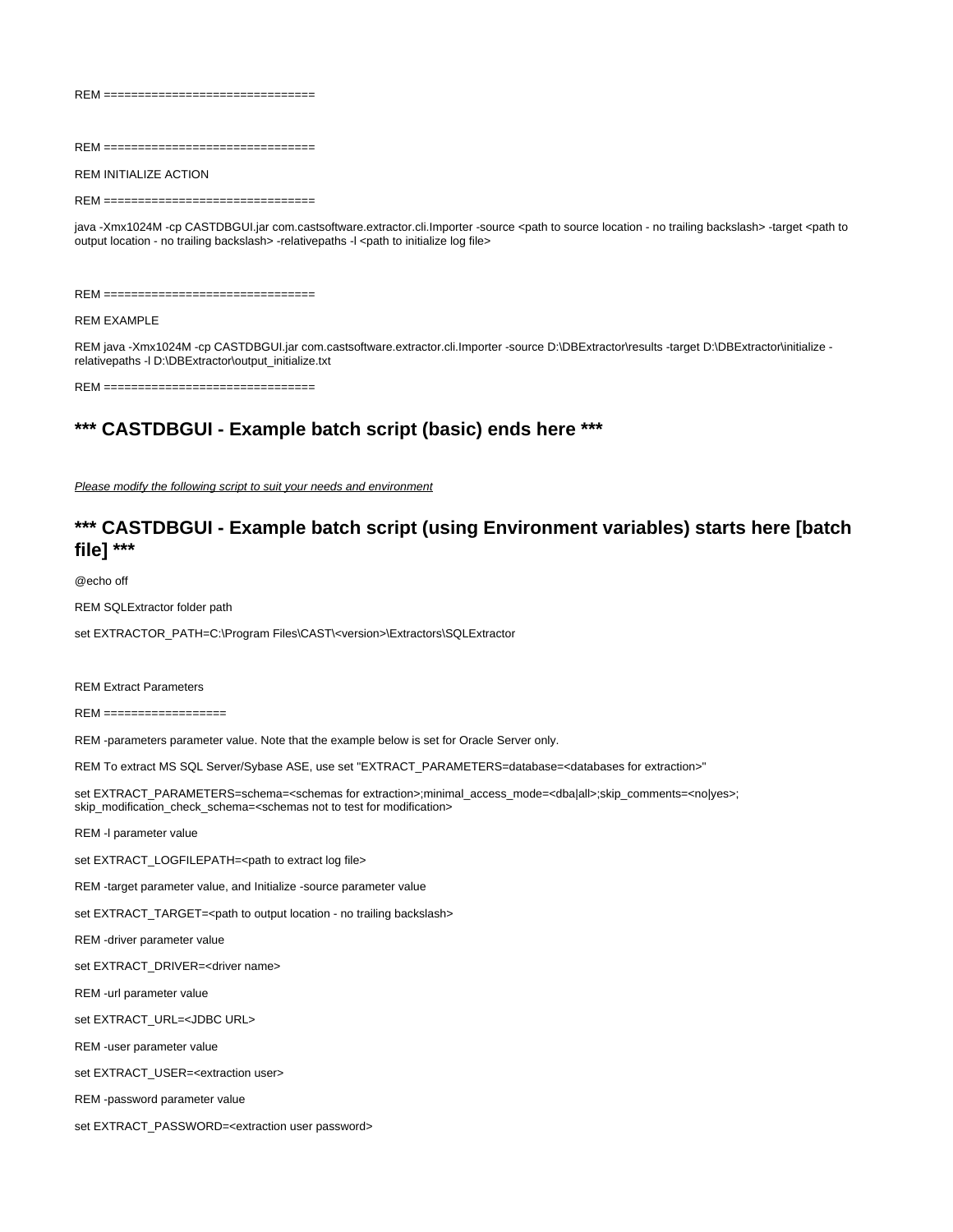REM ===============================

REM ===============================

REM INITIALIZE ACTION

REM ===============================

java -Xmx1024M -cp CASTDBGUI.jar com.castsoftware.extractor.cli.Importer -source <path to source location - no trailing backslash> -target <path to output location - no trailing backslash> -relativepaths -l <path to initialize log file>

REM ===============================

REM EXAMPLE

REM java -Xmx1024M -cp CASTDBGUI.jar com.castsoftware.extractor.cli.Importer -source D:\DBExtractor\results -target D:\DBExtractor\initialize -relativepaths -l D:\DBExtractor\output_initialize.txt

REM ===============================

## *** CASTDBGUI - Example batch script (basic) ends here ***

*Please modify the following script to suit your needs and environment*

## *** CASTDBGUI - Example batch script (using Environment variables) starts here [batch file] ***

@echo off

REM SQLExtractor folder path

set EXTRACTOR_PATH=C:\Program Files\CAST\<version>\Extractors\SQLExtractor

REM Extract Parameters

REM ==================

REM -parameters parameter value. Note that the example below is set for Oracle Server only.

REM To extract MS SQL Server/Sybase ASE, use set "EXTRACT_PARAMETERS=database=<databases for extraction>"

set EXTRACT_PARAMETERS=schema=<schemas for extraction>;minimal_access_mode=<dba|all>;skip_comments=<no|yes>;skip_modification_check_schema=<schemas not to test for modification>

REM -l parameter value

set EXTRACT_LOGFILEPATH=<path to extract log file>

REM -target parameter value, and Initialize -source parameter value

set EXTRACT_TARGET=<path to output location - no trailing backslash>

REM -driver parameter value

set EXTRACT_DRIVER=<driver name>

REM -url parameter value

set EXTRACT_URL=<JDBC URL>

REM -user parameter value

set EXTRACT_USER=<extraction user>

REM -password parameter value

set EXTRACT_PASSWORD=<extraction user password>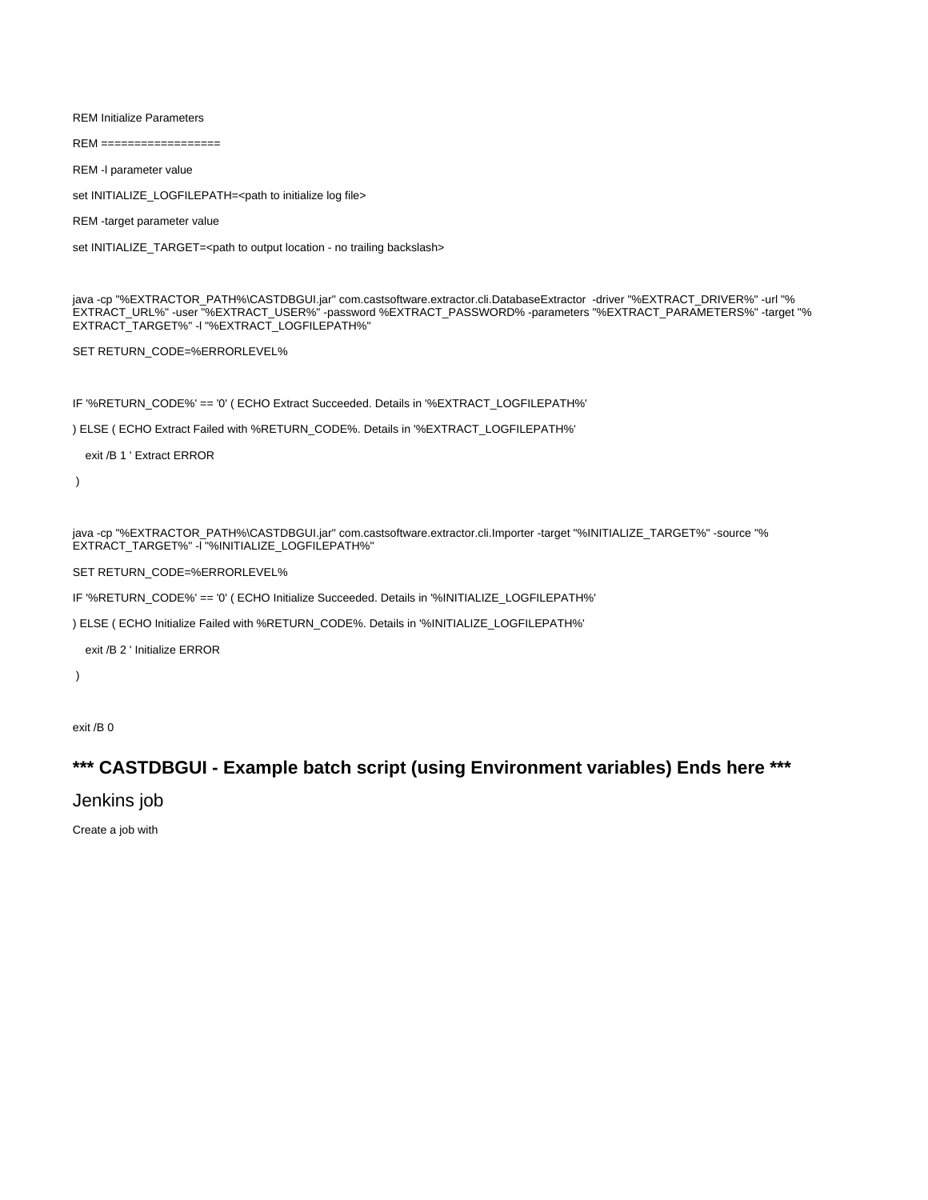```
REM Initialize Parameters

REM ==================

REM -l parameter value

set INITIALIZE_LOGFILEPATH=<path to initialize log file>

REM -target parameter value

set INITIALIZE_TARGET=<path to output location - no trailing backslash>


java -cp "%EXTRACTOR_PATH%\CASTDBGUI.jar" com.castsoftware.extractor.cli.DatabaseExtractor  -driver "%EXTRACT_DRIVER%" -url "%EXTRACT_URL%" -user "%EXTRACT_USER%" -password %EXTRACT_PASSWORD% -parameters "%EXTRACT_PARAMETERS%" -target "%EXTRACT_TARGET%" -l "%EXTRACT_LOGFILEPATH%"

SET RETURN_CODE=%ERRORLEVEL%


IF '%RETURN_CODE%' == '0' ( ECHO Extract Succeeded. Details in '%EXTRACT_LOGFILEPATH%'

) ELSE ( ECHO Extract Failed with %RETURN_CODE%. Details in '%EXTRACT_LOGFILEPATH%'

   exit /B 1 ' Extract ERROR

 )


java -cp "%EXTRACTOR_PATH%\CASTDBGUI.jar" com.castsoftware.extractor.cli.Importer -target "%INITIALIZE_TARGET%" -source "%EXTRACT_TARGET%" -l "%INITIALIZE_LOGFILEPATH%"

SET RETURN_CODE=%ERRORLEVEL%

IF '%RETURN_CODE%' == '0' ( ECHO Initialize Succeeded. Details in '%INITIALIZE_LOGFILEPATH%'

) ELSE ( ECHO Initialize Failed with %RETURN_CODE%. Details in '%INITIALIZE_LOGFILEPATH%'

   exit /B 2 ' Initialize ERROR

 )


exit /B 0
```

### *** CASTDBGUI - Example batch script (using Environment variables) Ends here ***

## Jenkins job

Create a job with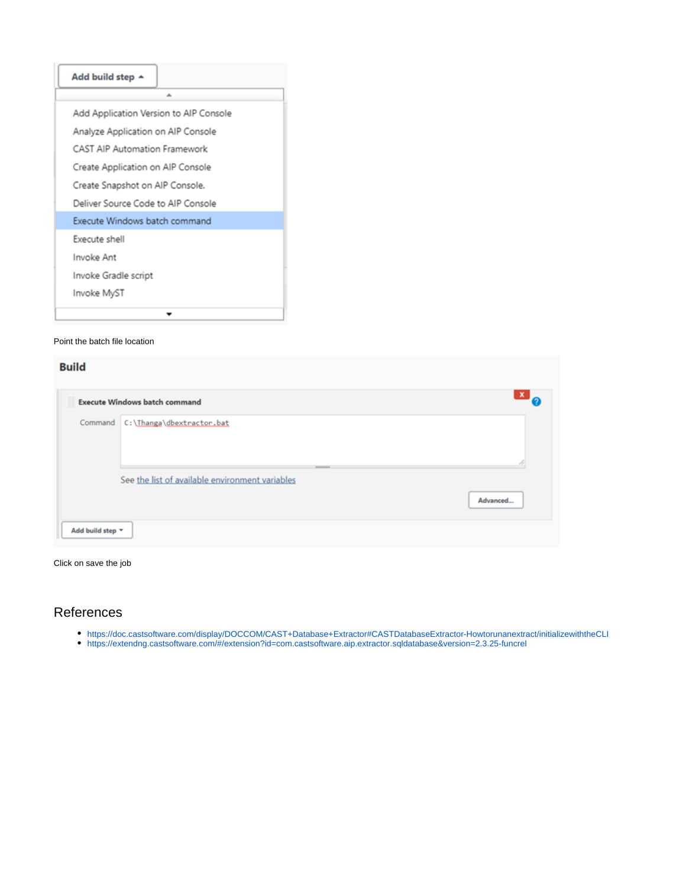Point the batch file location

Click on save the job

## References

- https://doc.castsoftware.com/display/DOCCOM/CAST+Database+Extractor#CASTDatabaseExtractor-Howtorunanextract/initializewiththeCLI
- https://extendng.castsoftware.com/#/extension?id=com.castsoftware.aip.extractor.sqldatabase&version=2.3.25-funcrel